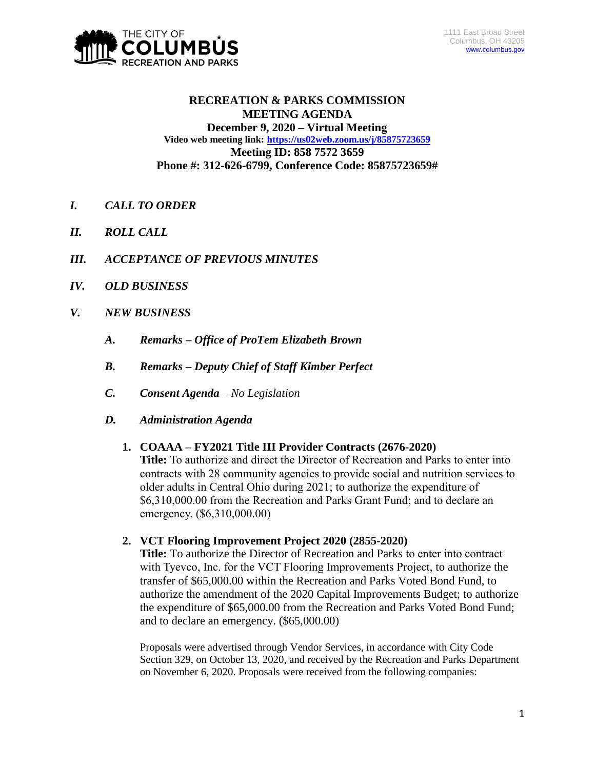THE CITY OF COLUMBUS RECREATION AND PARKS

1111 East Broad Street
Columbus, OH 43205
www.columbus.gov

**RECREATION & PARKS COMMISSION**
**MEETING AGENDA**
**December 9, 2020 – Virtual Meeting**
**Video web meeting link: https://us02web.zoom.us/j/85875723659**
**Meeting ID: 858 7572 3659**
**Phone #: 312-626-6799, Conference Code: 85875723659#**

## *I. CALL TO ORDER*

## *II. ROLL CALL*

## *III. ACCEPTANCE OF PREVIOUS MINUTES*

## *IV. OLD BUSINESS*

## *V. NEW BUSINESS*

### *A. Remarks – Office of ProTem Elizabeth Brown*

### *B. Remarks – Deputy Chief of Staff Kimber Perfect*

### ***C. Consent Agenda** – No Legislation*

### *D. Administration Agenda*

**1. COAAA – FY2021 Title III Provider Contracts (2676-2020)**

**Title:** To authorize and direct the Director of Recreation and Parks to enter into contracts with 28 community agencies to provide social and nutrition services to older adults in Central Ohio during 2021; to authorize the expenditure of $6,310,000.00 from the Recreation and Parks Grant Fund; and to declare an emergency. ($6,310,000.00)

**2. VCT Flooring Improvement Project 2020 (2855-2020)**

**Title:** To authorize the Director of Recreation and Parks to enter into contract with Tyevco, Inc. for the VCT Flooring Improvements Project, to authorize the transfer of $65,000.00 within the Recreation and Parks Voted Bond Fund, to authorize the amendment of the 2020 Capital Improvements Budget; to authorize the expenditure of $65,000.00 from the Recreation and Parks Voted Bond Fund; and to declare an emergency. ($65,000.00)

Proposals were advertised through Vendor Services, in accordance with City Code Section 329, on October 13, 2020, and received by the Recreation and Parks Department on November 6, 2020. Proposals were received from the following companies: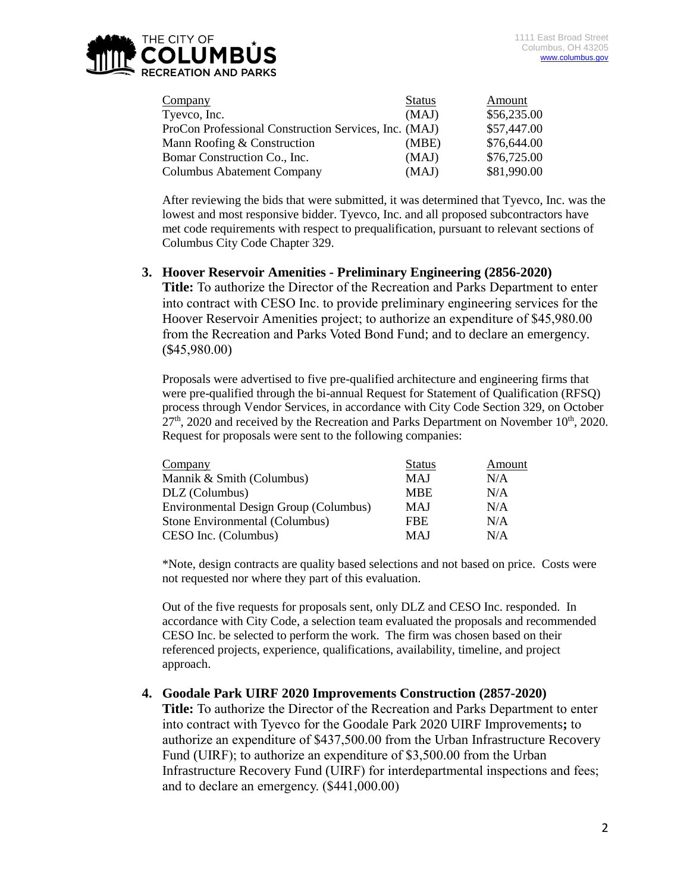| Company | Status | Amount |
|---|---|---|
| Tyevco, Inc. | (MAJ) | $56,235.00 |
| ProCon Professional Construction Services, Inc. | (MAJ) | $57,447.00 |
| Mann Roofing & Construction | (MBE) | $76,644.00 |
| Bomar Construction Co., Inc. | (MAJ) | $76,725.00 |
| Columbus Abatement Company | (MAJ) | $81,990.00 |

After reviewing the bids that were submitted, it was determined that Tyevco, Inc. was the lowest and most responsive bidder. Tyevco, Inc. and all proposed subcontractors have met code requirements with respect to prequalification, pursuant to relevant sections of Columbus City Code Chapter 329.

3. **Hoover Reservoir Amenities - Preliminary Engineering (2856-2020)**
   **Title:** To authorize the Director of the Recreation and Parks Department to enter into contract with CESO Inc. to provide preliminary engineering services for the Hoover Reservoir Amenities project; to authorize an expenditure of $45,980.00 from the Recreation and Parks Voted Bond Fund; and to declare an emergency. ($45,980.00)

   Proposals were advertised to five pre-qualified architecture and engineering firms that were pre-qualified through the bi-annual Request for Statement of Qualification (RFSQ) process through Vendor Services, in accordance with City Code Section 329, on October 27th, 2020 and received by the Recreation and Parks Department on November 10th, 2020. Request for proposals were sent to the following companies:

| Company | Status | Amount |
|---|---|---|
| Mannik & Smith (Columbus) | MAJ | N/A |
| DLZ (Columbus) | MBE | N/A |
| Environmental Design Group (Columbus) | MAJ | N/A |
| Stone Environmental (Columbus) | FBE | N/A |
| CESO Inc. (Columbus) | MAJ | N/A |

   *Note, design contracts are quality based selections and not based on price. Costs were not requested nor where they part of this evaluation.

   Out of the five requests for proposals sent, only DLZ and CESO Inc. responded. In accordance with City Code, a selection team evaluated the proposals and recommended CESO Inc. be selected to perform the work. The firm was chosen based on their referenced projects, experience, qualifications, availability, timeline, and project approach.

4. **Goodale Park UIRF 2020 Improvements Construction (2857-2020)**
   **Title:** To authorize the Director of the Recreation and Parks Department to enter into contract with Tyevco for the Goodale Park 2020 UIRF Improvements**;** to authorize an expenditure of $437,500.00 from the Urban Infrastructure Recovery Fund (UIRF); to authorize an expenditure of $3,500.00 from the Urban Infrastructure Recovery Fund (UIRF) for interdepartmental inspections and fees; and to declare an emergency. ($441,000.00)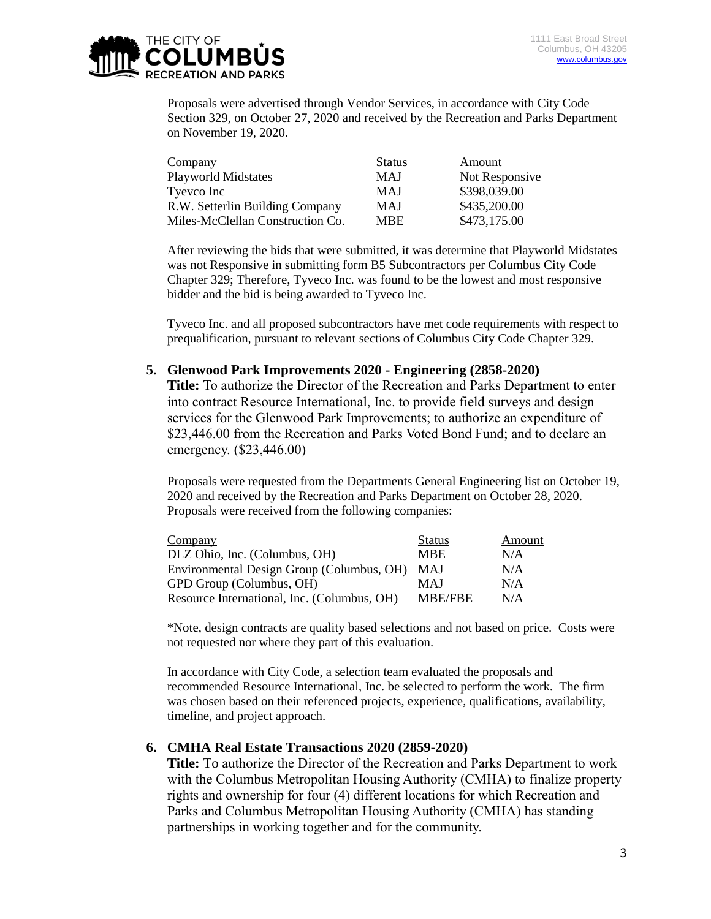Proposals were advertised through Vendor Services, in accordance with City Code Section 329, on October 27, 2020 and received by the Recreation and Parks Department on November 19, 2020.

| Company | Status | Amount |
|---|---|---|
| Playworld Midstates | MAJ | Not Responsive |
| Tyevco Inc | MAJ | $398,039.00 |
| R.W. Setterlin Building Company | MAJ | $435,200.00 |
| Miles-McClellan Construction Co. | MBE | $473,175.00 |

After reviewing the bids that were submitted, it was determine that Playworld Midstates was not Responsive in submitting form B5 Subcontractors per Columbus City Code Chapter 329; Therefore, Tyveco Inc. was found to be the lowest and most responsive bidder and the bid is being awarded to Tyveco Inc.

Tyveco Inc. and all proposed subcontractors have met code requirements with respect to prequalification, pursuant to relevant sections of Columbus City Code Chapter 329.

5. **Glenwood Park Improvements 2020 - Engineering (2858-2020)**
   **Title:** To authorize the Director of the Recreation and Parks Department to enter into contract Resource International, Inc. to provide field surveys and design services for the Glenwood Park Improvements; to authorize an expenditure of $23,446.00 from the Recreation and Parks Voted Bond Fund; and to declare an emergency. ($23,446.00)

   Proposals were requested from the Departments General Engineering list on October 19, 2020 and received by the Recreation and Parks Department on October 28, 2020. Proposals were received from the following companies:

   | Company | Status | Amount |
   |---|---|---|
   | DLZ Ohio, Inc. (Columbus, OH) | MBE | N/A |
   | Environmental Design Group (Columbus, OH) | MAJ | N/A |
   | GPD Group (Columbus, OH) | MAJ | N/A |
   | Resource International, Inc. (Columbus, OH) | MBE/FBE | N/A |

   *Note, design contracts are quality based selections and not based on price. Costs were not requested nor where they part of this evaluation.

   In accordance with City Code, a selection team evaluated the proposals and recommended Resource International, Inc. be selected to perform the work. The firm was chosen based on their referenced projects, experience, qualifications, availability, timeline, and project approach.

6. **CMHA Real Estate Transactions 2020 (2859-2020)**
   **Title:** To authorize the Director of the Recreation and Parks Department to work with the Columbus Metropolitan Housing Authority (CMHA) to finalize property rights and ownership for four (4) different locations for which Recreation and Parks and Columbus Metropolitan Housing Authority (CMHA) has standing partnerships in working together and for the community.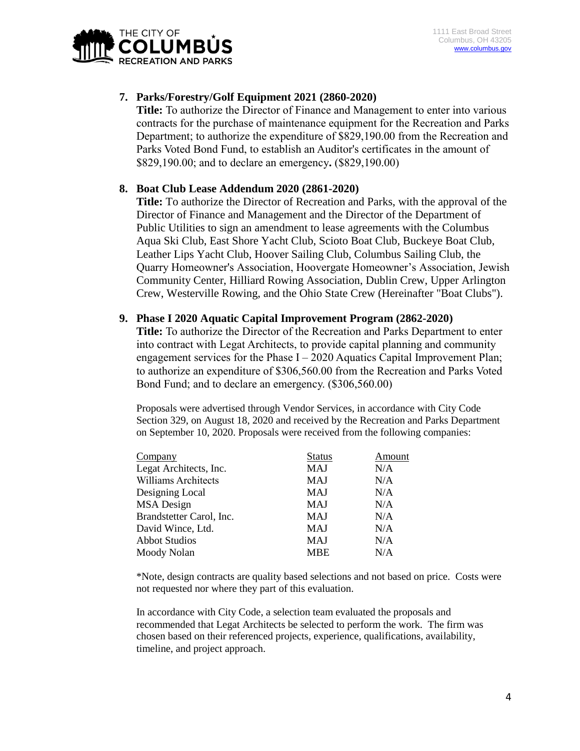7. **Parks/Forestry/Golf Equipment 2021 (2860-2020)**
   **Title:** To authorize the Director of Finance and Management to enter into various contracts for the purchase of maintenance equipment for the Recreation and Parks Department; to authorize the expenditure of $829,190.00 from the Recreation and Parks Voted Bond Fund, to establish an Auditor's certificates in the amount of $829,190.00; and to declare an emergency**.** ($829,190.00)

8. **Boat Club Lease Addendum 2020 (2861-2020)**
   **Title:** To authorize the Director of Recreation and Parks, with the approval of the Director of Finance and Management and the Director of the Department of Public Utilities to sign an amendment to lease agreements with the Columbus Aqua Ski Club, East Shore Yacht Club, Scioto Boat Club, Buckeye Boat Club, Leather Lips Yacht Club, Hoover Sailing Club, Columbus Sailing Club, the Quarry Homeowner's Association, Hoovergate Homeowner's Association, Jewish Community Center, Hilliard Rowing Association, Dublin Crew, Upper Arlington Crew, Westerville Rowing, and the Ohio State Crew (Hereinafter "Boat Clubs").

9. **Phase I 2020 Aquatic Capital Improvement Program (2862-2020)**
   **Title:** To authorize the Director of the Recreation and Parks Department to enter into contract with Legat Architects, to provide capital planning and community engagement services for the Phase I – 2020 Aquatics Capital Improvement Plan; to authorize an expenditure of $306,560.00 from the Recreation and Parks Voted Bond Fund; and to declare an emergency. ($306,560.00)

   Proposals were advertised through Vendor Services, in accordance with City Code Section 329, on August 18, 2020 and received by the Recreation and Parks Department on September 10, 2020. Proposals were received from the following companies:

   | Company | Status | Amount |
   |---|---|---|
   | Legat Architects, Inc. | MAJ | N/A |
   | Williams Architects | MAJ | N/A |
   | Designing Local | MAJ | N/A |
   | MSA Design | MAJ | N/A |
   | Brandstetter Carol, Inc. | MAJ | N/A |
   | David Wince, Ltd. | MAJ | N/A |
   | Abbot Studios | MAJ | N/A |
   | Moody Nolan | MBE | N/A |

   *Note, design contracts are quality based selections and not based on price. Costs were not requested nor where they part of this evaluation.

   In accordance with City Code, a selection team evaluated the proposals and recommended that Legat Architects be selected to perform the work. The firm was chosen based on their referenced projects, experience, qualifications, availability, timeline, and project approach.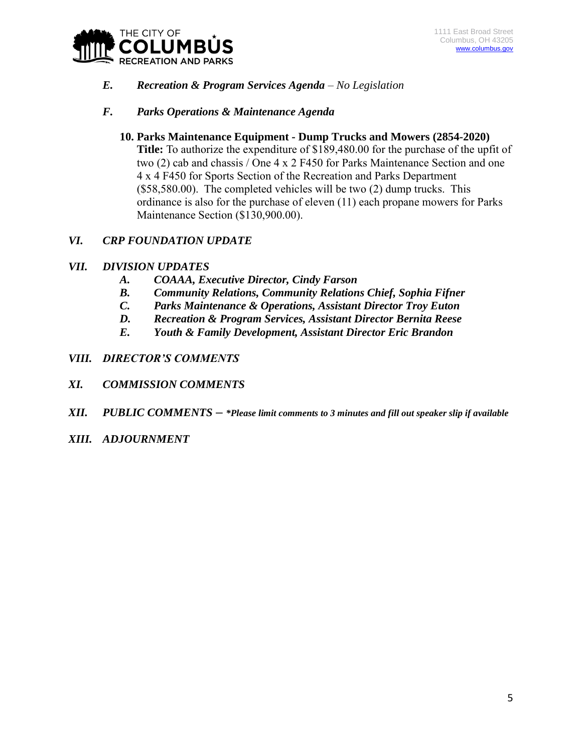*E.* ***Recreation & Program Services Agenda*** *– No Legislation*

*F.* ***Parks Operations & Maintenance Agenda***

**10. Parks Maintenance Equipment - Dump Trucks and Mowers (2854-2020)**
**Title:** To authorize the expenditure of $189,480.00 for the purchase of the upfit of two (2) cab and chassis / One 4 x 2 F450 for Parks Maintenance Section and one 4 x 4 F450 for Sports Section of the Recreation and Parks Department ($58,580.00). The completed vehicles will be two (2) dump trucks. This ordinance is also for the purchase of eleven (11) each propane mowers for Parks Maintenance Section ($130,900.00).

***VI. CRP FOUNDATION UPDATE***

***VII. DIVISION UPDATES***

***A. COAAA, Executive Director, Cindy Farson***
***B. Community Relations, Community Relations Chief, Sophia Fifner***
***C. Parks Maintenance & Operations, Assistant Director Troy Euton***
***D. Recreation & Program Services, Assistant Director Bernita Reese***
***E. Youth & Family Development, Assistant Director Eric Brandon***

***VIII. DIRECTOR'S COMMENTS***

***XI. COMMISSION COMMENTS***

***XII. PUBLIC COMMENTS** – \*Please limit comments to 3 minutes and fill out speaker slip if available*

***XIII. ADJOURNMENT***